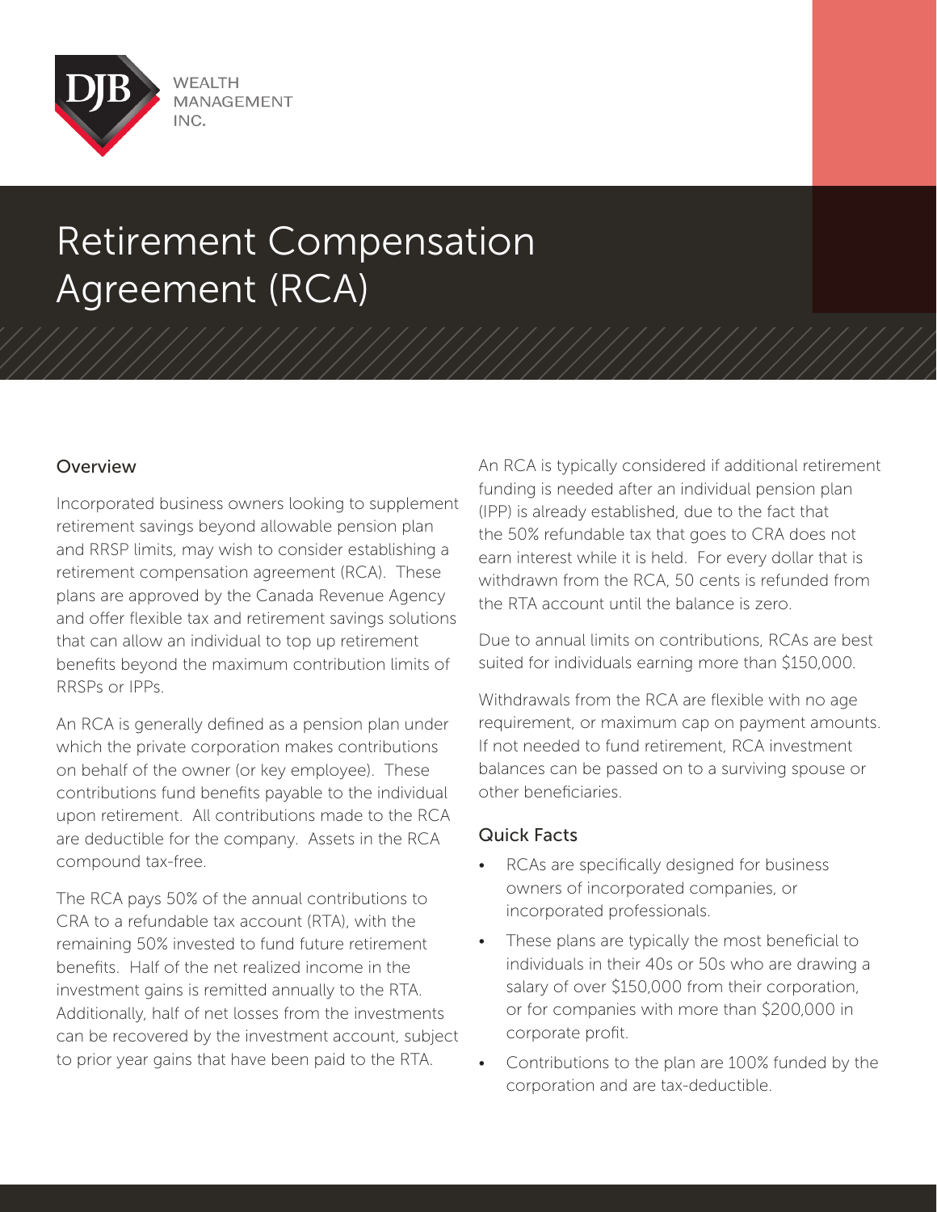DJB WEALTH MANAGEMENT INC.

# Retirement Compensation Agreement (RCA)

## Overview

Incorporated business owners looking to supplement retirement savings beyond allowable pension plan and RRSP limits, may wish to consider establishing a retirement compensation agreement (RCA). These plans are approved by the Canada Revenue Agency and offer flexible tax and retirement savings solutions that can allow an individual to top up retirement benefits beyond the maximum contribution limits of RRSPs or IPPs.

An RCA is generally defined as a pension plan under which the private corporation makes contributions on behalf of the owner (or key employee). These contributions fund benefits payable to the individual upon retirement. All contributions made to the RCA are deductible for the company. Assets in the RCA compound tax-free.

The RCA pays 50% of the annual contributions to CRA to a refundable tax account (RTA), with the remaining 50% invested to fund future retirement benefits. Half of the net realized income in the investment gains is remitted annually to the RTA. Additionally, half of net losses from the investments can be recovered by the investment account, subject to prior year gains that have been paid to the RTA.

An RCA is typically considered if additional retirement funding is needed after an individual pension plan (IPP) is already established, due to the fact that the 50% refundable tax that goes to CRA does not earn interest while it is held. For every dollar that is withdrawn from the RCA, 50 cents is refunded from the RTA account until the balance is zero.

Due to annual limits on contributions, RCAs are best suited for individuals earning more than $150,000.

Withdrawals from the RCA are flexible with no age requirement, or maximum cap on payment amounts. If not needed to fund retirement, RCA investment balances can be passed on to a surviving spouse or other beneficiaries.

## Quick Facts

- RCAs are specifically designed for business owners of incorporated companies, or incorporated professionals.
- These plans are typically the most beneficial to individuals in their 40s or 50s who are drawing a salary of over $150,000 from their corporation, or for companies with more than $200,000 in corporate profit.
- Contributions to the plan are 100% funded by the corporation and are tax-deductible.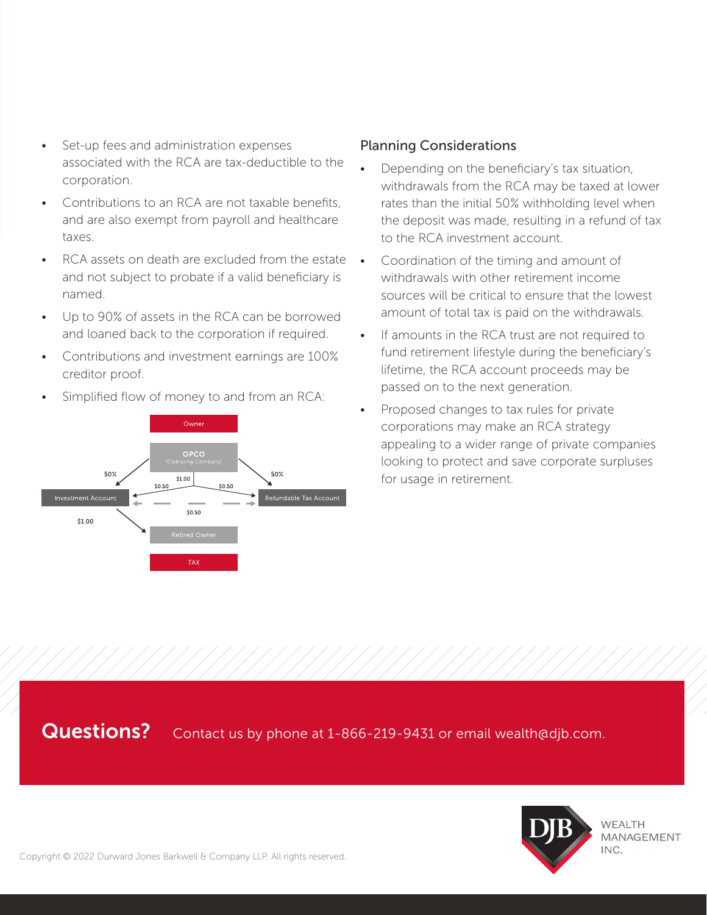- Set-up fees and administration expenses associated with the RCA are tax-deductible to the corporation.
- Contributions to an RCA are not taxable benefits, and are also exempt from payroll and healthcare taxes.
- RCA assets on death are excluded from the estate and not subject to probate if a valid beneficiary is named.
- Up to 90% of assets in the RCA can be borrowed and loaned back to the corporation if required.
- Contributions and investment earnings are 100% creditor proof.
- Simplified flow of money to and from an RCA:

Owner

OPCO
(Operating Company)

50%

50%

$1.00

$0.50

$0.50

Investment Account

Refundable Tax Account

$0.50

$1.00

Retired Owner

TAX

## Planning Considerations

- Depending on the beneficiary's tax situation, withdrawals from the RCA may be taxed at lower rates than the initial 50% withholding level when the deposit was made, resulting in a refund of tax to the RCA investment account.
- Coordination of the timing and amount of withdrawals with other retirement income sources will be critical to ensure that the lowest amount of total tax is paid on the withdrawals.
- If amounts in the RCA trust are not required to fund retirement lifestyle during the beneficiary's lifetime, the RCA account proceeds may be passed on to the next generation.
- Proposed changes to tax rules for private corporations may make an RCA strategy appealing to a wider range of private companies looking to protect and save corporate surpluses for usage in retirement.

**Questions?** Contact us by phone at 1-866-219-9431 or email wealth@djb.com.

DJB WEALTH MANAGEMENT INC.

Copyright © 2022 Durward Jones Barkwell & Company LLP. All rights reserved.